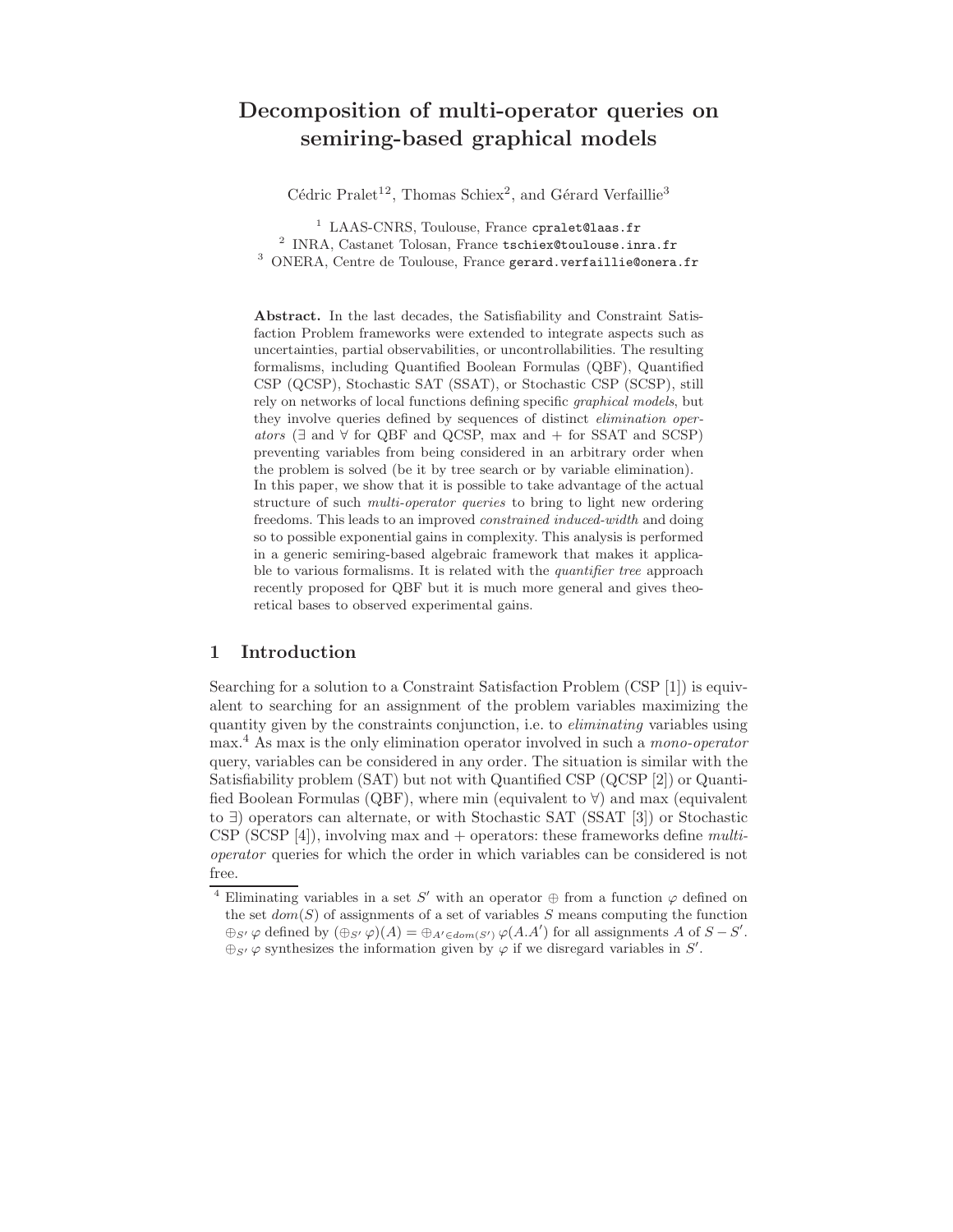# Decomposition of multi-operator queries on semiring-based graphical models

Cédric Pralet[1,2], Thomas Schiex[2], and Gérard Verfaillie[3]

[1] LAAS-CNRS, Toulouse, France cpralet@laas.fr
[2] INRA, Castanet Tolosan, France tschiex@toulouse.inra.fr
[3] ONERA, Centre de Toulouse, France gerard.verfaillie@onera.fr

**Abstract.** In the last decades, the Satisfiability and Constraint Satisfaction Problem frameworks were extended to integrate aspects such as uncertainties, partial observabilities, or uncontrollabilities. The resulting formalisms, including Quantified Boolean Formulas (QBF), Quantified CSP (QCSP), Stochastic SAT (SSAT), or Stochastic CSP (SCSP), still rely on networks of local functions defining specific *graphical models*, but they involve queries defined by sequences of distinct *elimination operators* ($\exists$ and $\forall$ for QBF and QCSP, max and $+$ for SSAT and SCSP) preventing variables from being considered in an arbitrary order when the problem is solved (be it by tree search or by variable elimination). In this paper, we show that it is possible to take advantage of the actual structure of such *multi-operator queries* to bring to light new ordering freedoms. This leads to an improved *constrained induced-width* and doing so to possible exponential gains in complexity. This analysis is performed in a generic semiring-based algebraic framework that makes it applicable to various formalisms. It is related with the *quantifier tree* approach recently proposed for QBF but it is much more general and gives theoretical bases to observed experimental gains.

## 1 Introduction

Searching for a solution to a Constraint Satisfaction Problem (CSP [1]) is equivalent to searching for an assignment of the problem variables maximizing the quantity given by the constraints conjunction, i.e. to *eliminating* variables using max.[4] As max is the only elimination operator involved in such a *mono-operator* query, variables can be considered in any order. The situation is similar with the Satisfiability problem (SAT) but not with Quantified CSP (QCSP [2]) or Quantified Boolean Formulas (QBF), where min (equivalent to $\forall$) and max (equivalent to $\exists$) operators can alternate, or with Stochastic SAT (SSAT [3]) or Stochastic CSP (SCSP [4]), involving max and $+$ operators: these frameworks define *multi-operator* queries for which the order in which variables can be considered is not free.

[4] Eliminating variables in a set $S'$ with an operator $\oplus$ from a function $\varphi$ defined on the set $dom(S)$ of assignments of a set of variables $S$ means computing the function $\oplus_{S'} \varphi$ defined by $(\oplus_{S'} \varphi)(A) = \oplus_{A' \in dom(S')} \varphi(A.A')$ for all assignments $A$ of $S - S'$. $\oplus_{S'} \varphi$ synthesizes the information given by $\varphi$ if we disregard variables in $S'$.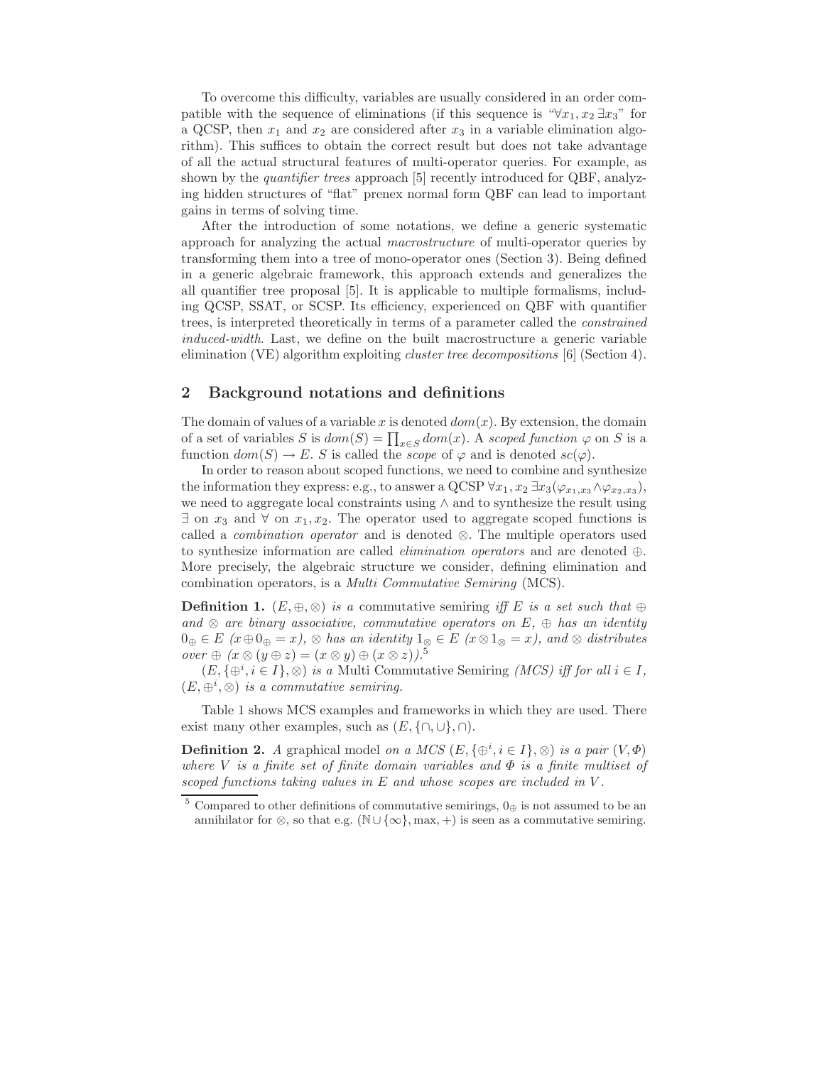To overcome this difficulty, variables are usually considered in an order compatible with the sequence of eliminations (if this sequence is "$\forall x_1, x_2 \exists x_3$" for a QCSP, then $x_1$ and $x_2$ are considered after $x_3$ in a variable elimination algorithm). This suffices to obtain the correct result but does not take advantage of all the actual structural features of multi-operator queries. For example, as shown by the *quantifier trees* approach [5] recently introduced for QBF, analyzing hidden structures of "flat" prenex normal form QBF can lead to important gains in terms of solving time.

After the introduction of some notations, we define a generic systematic approach for analyzing the actual *macrostructure* of multi-operator queries by transforming them into a tree of mono-operator ones (Section 3). Being defined in a generic algebraic framework, this approach extends and generalizes the all quantifier tree proposal [5]. It is applicable to multiple formalisms, including QCSP, SSAT, or SCSP. Its efficiency, experienced on QBF with quantifier trees, is interpreted theoretically in terms of a parameter called the *constrained induced-width*. Last, we define on the built macrostructure a generic variable elimination (VE) algorithm exploiting *cluster tree decompositions* [6] (Section 4).

## 2 Background notations and definitions

The domain of values of a variable $x$ is denoted $dom(x)$. By extension, the domain of a set of variables $S$ is $dom(S) = \prod_{x \in S} dom(x)$. A *scoped function* $\varphi$ on $S$ is a function $dom(S) \to E$. $S$ is called the *scope* of $\varphi$ and is denoted $sc(\varphi)$.

In order to reason about scoped functions, we need to combine and synthesize the information they express: e.g., to answer a QCSP $\forall x_1, x_2 \exists x_3 (\varphi_{x_1,x_3} \wedge \varphi_{x_2,x_3})$, we need to aggregate local constraints using $\wedge$ and to synthesize the result using $\exists$ on $x_3$ and $\forall$ on $x_1, x_2$. The operator used to aggregate scoped functions is called a *combination operator* and is denoted $\otimes$. The multiple operators used to synthesize information are called *elimination operators* and are denoted $\oplus$. More precisely, the algebraic structure we consider, defining elimination and combination operators, is a *Multi Commutative Semiring* (MCS).

**Definition 1.** *$(E, \oplus, \otimes)$ is a* commutative semiring *iff $E$ is a set such that $\oplus$ and $\otimes$ are binary associative, commutative operators on $E$, $\oplus$ has an identity $0_\oplus \in E$ ($x \oplus 0_\oplus = x$), $\otimes$ has an identity $1_\otimes \in E$ ($x \otimes 1_\otimes = x$), and $\otimes$ distributes over $\oplus$ ($x \otimes (y \oplus z) = (x \otimes y) \oplus (x \otimes z)$).*[5]

*$(E, \{\oplus^i, i \in I\}, \otimes)$ is a* Multi Commutative Semiring *(MCS) iff for all $i \in I$, $(E, \oplus^i, \otimes)$ is a commutative semiring.*

Table 1 shows MCS examples and frameworks in which they are used. There exist many other examples, such as $(E, \{\cap, \cup\}, \cap)$.

**Definition 2.** *A* graphical model *on a MCS $(E, \{\oplus^i, i \in I\}, \otimes)$ is a pair $(V, \Phi)$ where $V$ is a finite set of finite domain variables and $\Phi$ is a finite multiset of scoped functions taking values in $E$ and whose scopes are included in $V$.*

[5] Compared to other definitions of commutative semirings, $0_\oplus$ is not assumed to be an annihilator for $\otimes$, so that e.g. $(\mathbb{N} \cup \{\infty\}, \max, +)$ is seen as a commutative semiring.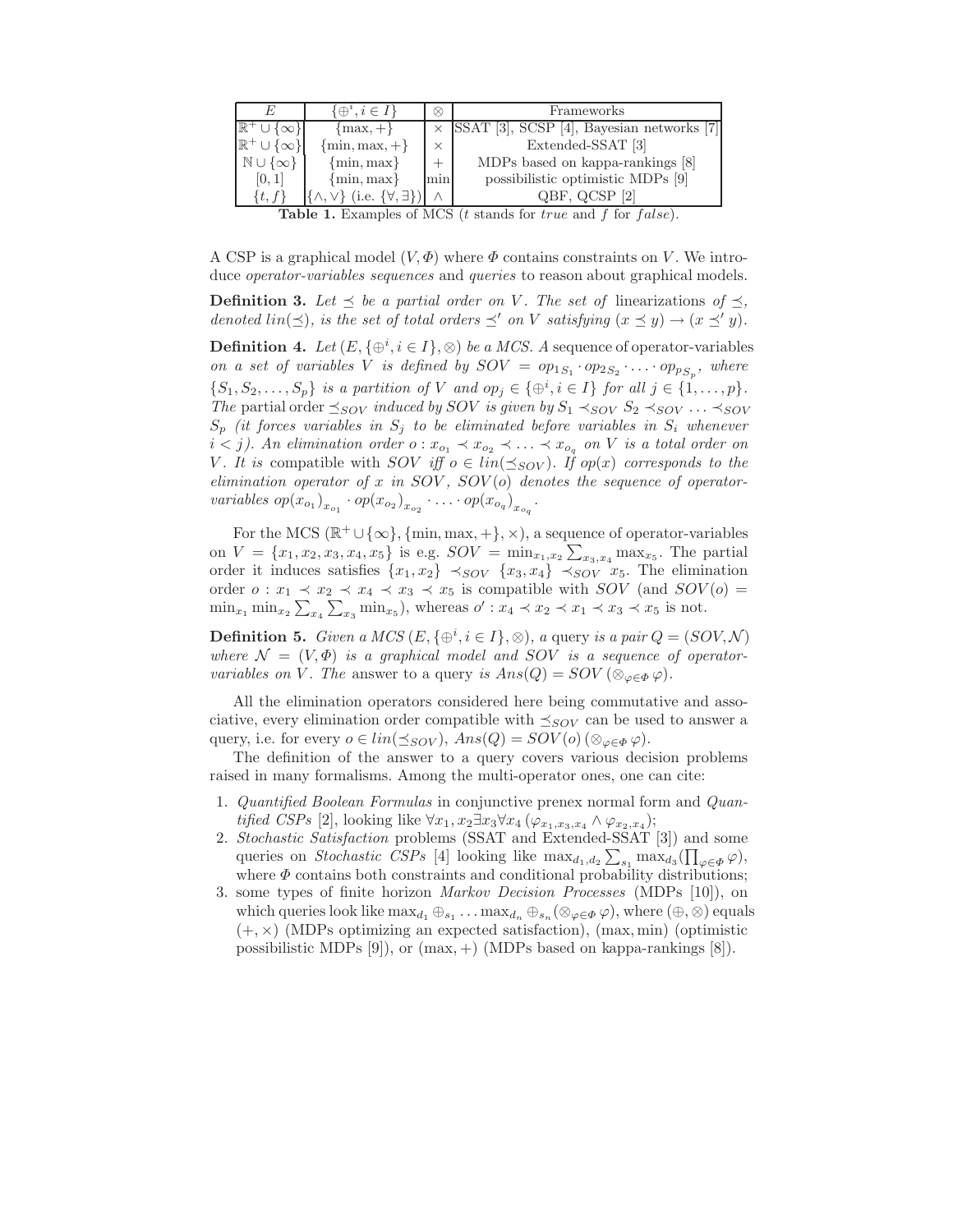| $E$ | $\{\oplus^i, i \in I\}$ | $\otimes$ | Frameworks |
|---|---|---|---|
| $\mathbb{R}^+ \cup \{\infty\}$ | $\{\max, +\}$ | $\times$ | SSAT [3], SCSP [4], Bayesian networks [7] |
| $\mathbb{R}^+ \cup \{\infty\}$ | $\{\min, \max, +\}$ | $\times$ | Extended-SSAT [3] |
| $\mathbb{N} \cup \{\infty\}$ | $\{\min, \max\}$ | $+$ | MDPs based on kappa-rankings [8] |
| $[0, 1]$ | $\{\min, \max\}$ | min | possibilistic optimistic MDPs [9] |
| $\{t, f\}$ | $\{\wedge, \vee\}$ (i.e. $\{\forall, \exists\}$) | $\wedge$ | QBF, QCSP [2] |

**Table 1.** Examples of MCS ($t$ stands for *true* and $f$ for *false*).

A CSP is a graphical model $(V, \Phi)$ where $\Phi$ contains constraints on $V$. We introduce *operator-variables sequences* and *queries* to reason about graphical models.

**Definition 3.** *Let $\preceq$ be a partial order on $V$. The set of* linearizations *of $\preceq$, denoted $lin(\preceq)$, is the set of total orders $\preceq'$ on $V$ satisfying $(x \preceq y) \rightarrow (x \preceq' y)$.*

**Definition 4.** *Let $(E, \{\oplus^i, i \in I\}, \otimes)$ be a MCS. A* sequence of operator-variables *on a set of variables $V$ is defined by $SOV = op_{1_{S_1}} \cdot op_{2_{S_2}} \cdot \ldots \cdot op_{p_{S_p}}$, where $\{S_1, S_2, \ldots, S_p\}$ is a partition of $V$ and $op_j \in \{\oplus^i, i \in I\}$ for all $j \in \{1, \ldots, p\}$. The* partial order *$\preceq_{SOV}$ induced by $SOV$ is given by $S_1 \prec_{SOV} S_2 \prec_{SOV} \ldots \prec_{SOV} S_p$ (it forces variables in $S_j$ to be eliminated before variables in $S_i$ whenever $i < j$). An elimination order $o : x_{o_1} \prec x_{o_2} \prec \ldots \prec x_{o_q}$ on $V$ is a total order on $V$. It is* compatible with *$SOV$ iff $o \in lin(\preceq_{SOV})$. If $op(x)$ corresponds to the elimination operator of $x$ in $SOV$, $SOV(o)$ denotes the sequence of operator-variables $op(x_{o_1})_{x_{o_1}} \cdot op(x_{o_2})_{x_{o_2}} \cdot \ldots \cdot op(x_{o_q})_{x_{o_q}}$.*

For the MCS $(\mathbb{R}^+ \cup \{\infty\}, \{\min, \max, +\}, \times)$, a sequence of operator-variables on $V = \{x_1, x_2, x_3, x_4, x_5\}$ is e.g. $SOV = \min_{x_1, x_2} \sum_{x_3, x_4} \max_{x_5}$. The partial order it induces satisfies $\{x_1, x_2\} \prec_{SOV} \{x_3, x_4\} \prec_{SOV} x_5$. The elimination order $o : x_1 \prec x_2 \prec x_4 \prec x_3 \prec x_5$ is compatible with $SOV$ (and $SOV(o) = \min_{x_1} \min_{x_2} \sum_{x_4} \sum_{x_3} \min_{x_5}$), whereas $o' : x_4 \prec x_2 \prec x_1 \prec x_3 \prec x_5$ is not.

**Definition 5.** *Given a MCS $(E, \{\oplus^i, i \in I\}, \otimes)$, a* query *is a pair $Q = (SOV, \mathcal{N})$ where $\mathcal{N} = (V, \Phi)$ is a graphical model and $SOV$ is a sequence of operator-variables on $V$. The* answer *to a query is $Ans(Q) = SOV\,(\otimes_{\varphi \in \Phi}\, \varphi)$.*

All the elimination operators considered here being commutative and associative, every elimination order compatible with $\preceq_{SOV}$ can be used to answer a query, i.e. for every $o \in lin(\preceq_{SOV})$, $Ans(Q) = SOV(o)\,(\otimes_{\varphi \in \Phi}\, \varphi)$.

The definition of the answer to a query covers various decision problems raised in many formalisms. Among the multi-operator ones, one can cite:

1. *Quantified Boolean Formulas* in conjunctive prenex normal form and *Quantified CSPs* [2], looking like $\forall x_1, x_2 \exists x_3 \forall x_4\, (\varphi_{x_1, x_3, x_4} \wedge \varphi_{x_2, x_4})$;
2. *Stochastic Satisfaction* problems (SSAT and Extended-SSAT [3]) and some queries on *Stochastic CSPs* [4] looking like $\max_{d_1, d_2} \sum_{s_1} \max_{d_3} (\prod_{\varphi \in \Phi} \varphi)$, where $\Phi$ contains both constraints and conditional probability distributions;
3. some types of finite horizon *Markov Decision Processes* (MDPs [10]), on which queries look like $\max_{d_1} \oplus_{s_1} \ldots \max_{d_n} \oplus_{s_n} (\otimes_{\varphi \in \Phi}\, \varphi)$, where $(\oplus, \otimes)$ equals $(+, \times)$ (MDPs optimizing an expected satisfaction), $(\max, \min)$ (optimistic possibilistic MDPs [9]), or $(\max, +)$ (MDPs based on kappa-rankings [8]).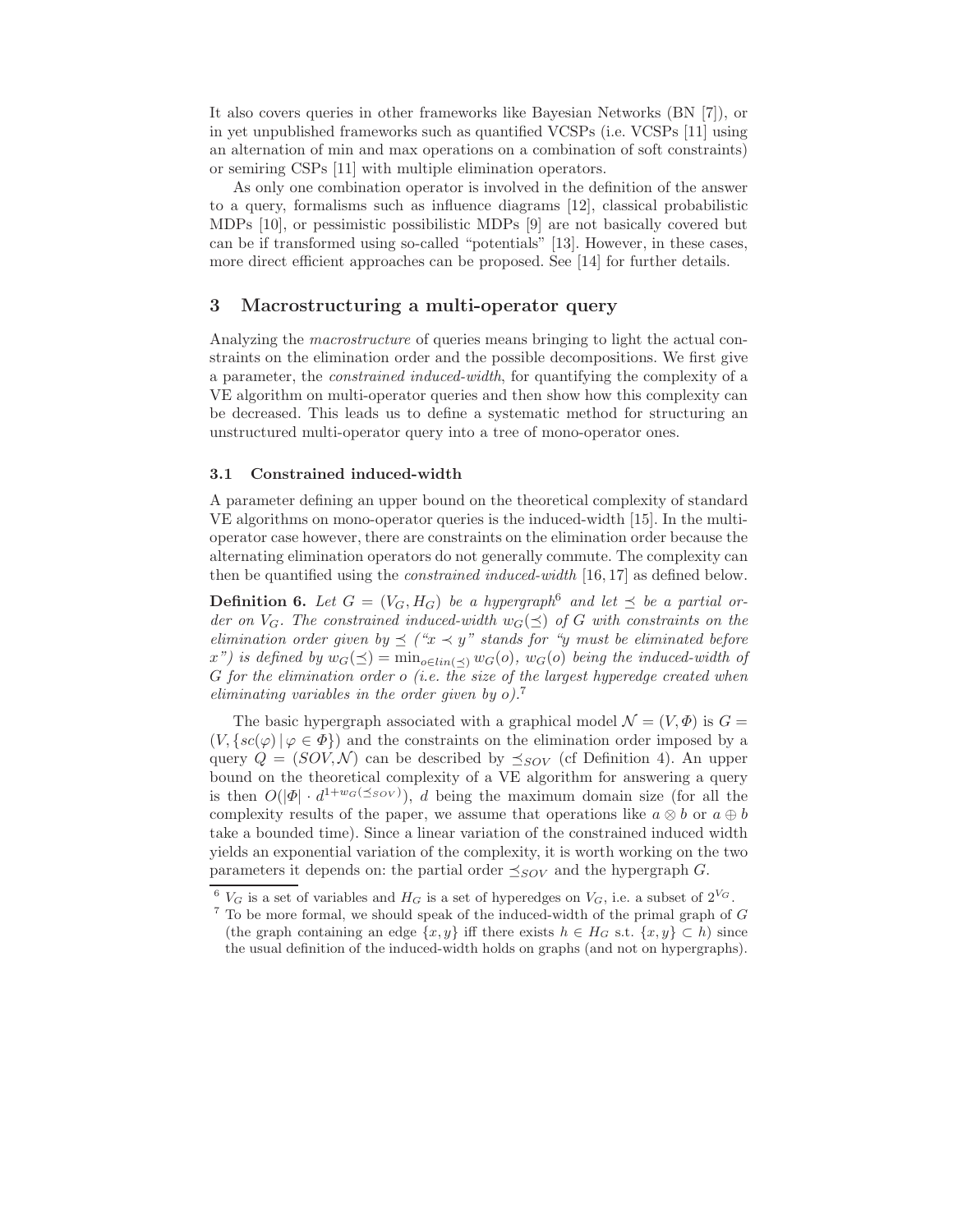It also covers queries in other frameworks like Bayesian Networks (BN [7]), or in yet unpublished frameworks such as quantified VCSPs (i.e. VCSPs [11] using an alternation of min and max operations on a combination of soft constraints) or semiring CSPs [11] with multiple elimination operators.

As only one combination operator is involved in the definition of the answer to a query, formalisms such as influence diagrams [12], classical probabilistic MDPs [10], or pessimistic possibilistic MDPs [9] are not basically covered but can be if transformed using so-called "potentials" [13]. However, in these cases, more direct efficient approaches can be proposed. See [14] for further details.

## 3 Macrostructuring a multi-operator query

Analyzing the *macrostructure* of queries means bringing to light the actual constraints on the elimination order and the possible decompositions. We first give a parameter, the *constrained induced-width*, for quantifying the complexity of a VE algorithm on multi-operator queries and then show how this complexity can be decreased. This leads us to define a systematic method for structuring an unstructured multi-operator query into a tree of mono-operator ones.

### 3.1 Constrained induced-width

A parameter defining an upper bound on the theoretical complexity of standard VE algorithms on mono-operator queries is the induced-width [15]. In the multi-operator case however, there are constraints on the elimination order because the alternating elimination operators do not generally commute. The complexity can then be quantified using the *constrained induced-width* [16, 17] as defined below.

**Definition 6.** *Let $G = (V_G, H_G)$ be a hypergraph*[6] *and let $\preceq$ be a partial order on $V_G$. The constrained induced-width $w_G(\preceq)$ of $G$ with constraints on the elimination order given by $\preceq$ ("$x \prec y$" stands for "$y$ must be eliminated before $x$") is defined by $w_G(\preceq) = \min_{o \in lin(\preceq)} w_G(o)$, $w_G(o)$ being the induced-width of $G$ for the elimination order $o$ (i.e. the size of the largest hyperedge created when eliminating variables in the order given by $o$).*[7]

The basic hypergraph associated with a graphical model $\mathcal{N} = (V, \Phi)$ is $G = (V, \{sc(\varphi) \mid \varphi \in \Phi\})$ and the constraints on the elimination order imposed by a query $Q = (SOV, \mathcal{N})$ can be described by $\preceq_{SOV}$ (cf Definition 4). An upper bound on the theoretical complexity of a VE algorithm for answering a query is then $O(|\Phi| \cdot d^{1+w_G(\preceq_{SOV})})$, $d$ being the maximum domain size (for all the complexity results of the paper, we assume that operations like $a \otimes b$ or $a \oplus b$ take a bounded time). Since a linear variation of the constrained induced width yields an exponential variation of the complexity, it is worth working on the two parameters it depends on: the partial order $\preceq_{SOV}$ and the hypergraph $G$.

---

[6] $V_G$ is a set of variables and $H_G$ is a set of hyperedges on $V_G$, i.e. a subset of $2^{V_G}$.

[7] To be more formal, we should speak of the induced-width of the primal graph of $G$ (the graph containing an edge $\{x, y\}$ iff there exists $h \in H_G$ s.t. $\{x, y\} \subset h$) since the usual definition of the induced-width holds on graphs (and not on hypergraphs).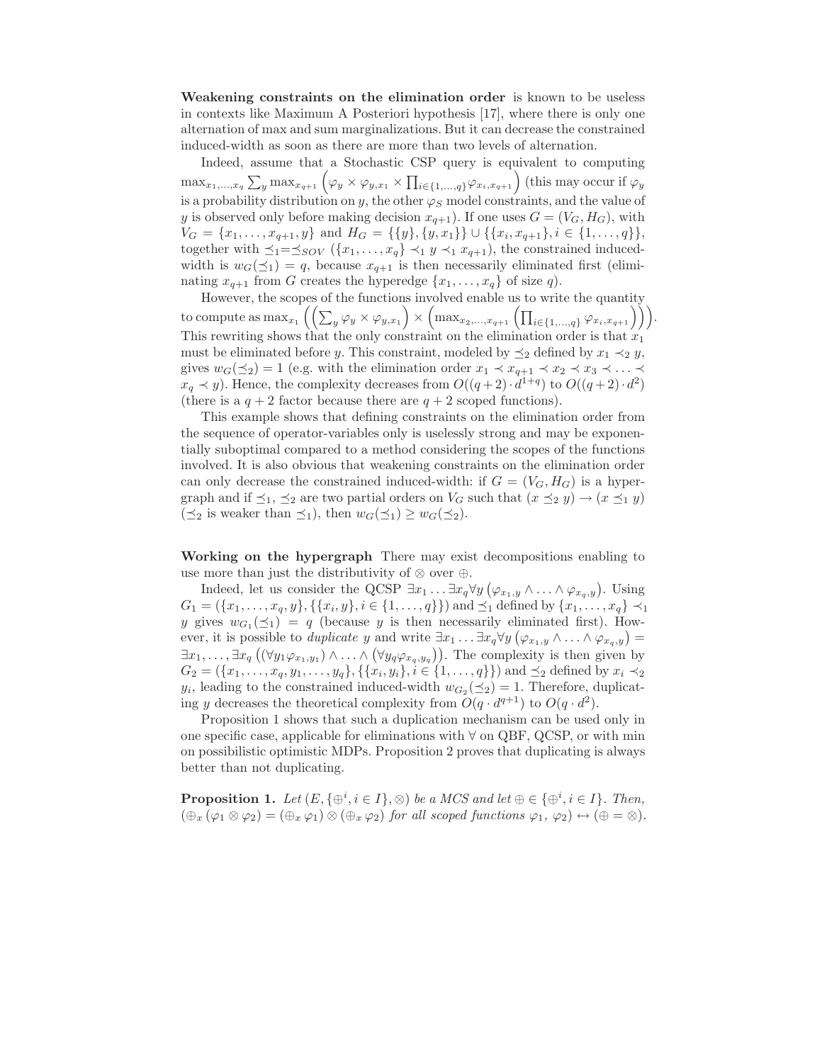**Weakening constraints on the elimination order** is known to be useless in contexts like Maximum A Posteriori hypothesis [17], where there is only one alternation of max and sum marginalizations. But it can decrease the constrained induced-width as soon as there are more than two levels of alternation.

Indeed, assume that a Stochastic CSP query is equivalent to computing $\max_{x_1,\dots,x_q} \sum_y \max_{x_{q+1}} \left(\varphi_y \times \varphi_{y,x_1} \times \prod_{i\in\{1,\dots,q\}} \varphi_{x_i,x_{q+1}}\right)$ (this may occur if $\varphi_y$ is a probability distribution on $y$, the other $\varphi_S$ model constraints, and the value of $y$ is observed only before making decision $x_{q+1}$). If one uses $G = (V_G, H_G)$, with $V_G = \{x_1,\dots,x_{q+1},y\}$ and $H_G = \{\{y\},\{y,x_1\}\} \cup \{\{x_i,x_{q+1}\}, i \in \{1,\dots,q\}\}$, together with $\preceq_1 = \preceq_{SOV}$ ($\{x_1,\dots,x_q\} \prec_1 y \prec_1 x_{q+1}$), the constrained induced-width is $w_G(\preceq_1) = q$, because $x_{q+1}$ is then necessarily eliminated first (eliminating $x_{q+1}$ from $G$ creates the hyperedge $\{x_1,\dots,x_q\}$ of size $q$).

However, the scopes of the functions involved enable us to write the quantity to compute as $\max_{x_1}\left(\left(\sum_y \varphi_y \times \varphi_{y,x_1}\right) \times \left(\max_{x_2,\dots,x_{q+1}}\left(\prod_{i\in\{1,\dots,q\}} \varphi_{x_i,x_{q+1}}\right)\right)\right)$. This rewriting shows that the only constraint on the elimination order is that $x_1$ must be eliminated before $y$. This constraint, modeled by $\preceq_2$ defined by $x_1 \prec_2 y$, gives $w_G(\preceq_2) = 1$ (e.g. with the elimination order $x_1 \prec x_{q+1} \prec x_2 \prec x_3 \prec \dots \prec x_q \prec y$). Hence, the complexity decreases from $O((q+2)\cdot d^{1+q})$ to $O((q+2)\cdot d^2)$ (there is a $q+2$ factor because there are $q+2$ scoped functions).

This example shows that defining constraints on the elimination order from the sequence of operator-variables only is uselessly strong and may be exponentially suboptimal compared to a method considering the scopes of the functions involved. It is also obvious that weakening constraints on the elimination order can only decrease the constrained induced-width: if $G = (V_G, H_G)$ is a hypergraph and if $\preceq_1$, $\preceq_2$ are two partial orders on $V_G$ such that $(x \preceq_2 y) \to (x \preceq_1 y)$ ($\preceq_2$ is weaker than $\preceq_1$), then $w_G(\preceq_1) \geq w_G(\preceq_2)$.

**Working on the hypergraph** There may exist decompositions enabling to use more than just the distributivity of $\otimes$ over $\oplus$.

Indeed, let us consider the QCSP $\exists x_1 \dots \exists x_q \forall y \left(\varphi_{x_1,y} \wedge \dots \wedge \varphi_{x_q,y}\right)$. Using $G_1 = (\{x_1,\dots,x_q,y\}, \{\{x_i,y\}, i \in \{1,\dots,q\}\})$ and $\preceq_1$ defined by $\{x_1,\dots,x_q\} \prec_1 y$ gives $w_{G_1}(\preceq_1) = q$ (because $y$ is then necessarily eliminated first). However, it is possible to *duplicate* $y$ and write $\exists x_1 \dots \exists x_q \forall y \left(\varphi_{x_1,y} \wedge \dots \wedge \varphi_{x_q,y}\right) = \exists x_1,\dots,\exists x_q \left((\forall y_1 \varphi_{x_1,y_1}) \wedge \dots \wedge (\forall y_q \varphi_{x_q,y_q})\right)$. The complexity is then given by $G_2 = (\{x_1,\dots,x_q,y_1,\dots,y_q\}, \{\{x_i,y_i\}, i \in \{1,\dots,q\}\})$ and $\preceq_2$ defined by $x_i \prec_2 y_i$, leading to the constrained induced-width $w_{G_2}(\preceq_2) = 1$. Therefore, duplicating $y$ decreases the theoretical complexity from $O(q \cdot d^{q+1})$ to $O(q \cdot d^2)$.

Proposition 1 shows that such a duplication mechanism can be used only in one specific case, applicable for eliminations with $\forall$ on QBF, QCSP, or with min on possibilistic optimistic MDPs. Proposition 2 proves that duplicating is always better than not duplicating.

**Proposition 1.** *Let $(E, \{\oplus^i, i \in I\}, \otimes)$ be a MCS and let $\oplus \in \{\oplus^i, i \in I\}$. Then, $(\oplus_x (\varphi_1 \otimes \varphi_2) = (\oplus_x \varphi_1) \otimes (\oplus_x \varphi_2)$ for all scoped functions $\varphi_1$, $\varphi_2) \leftrightarrow (\oplus = \otimes)$.*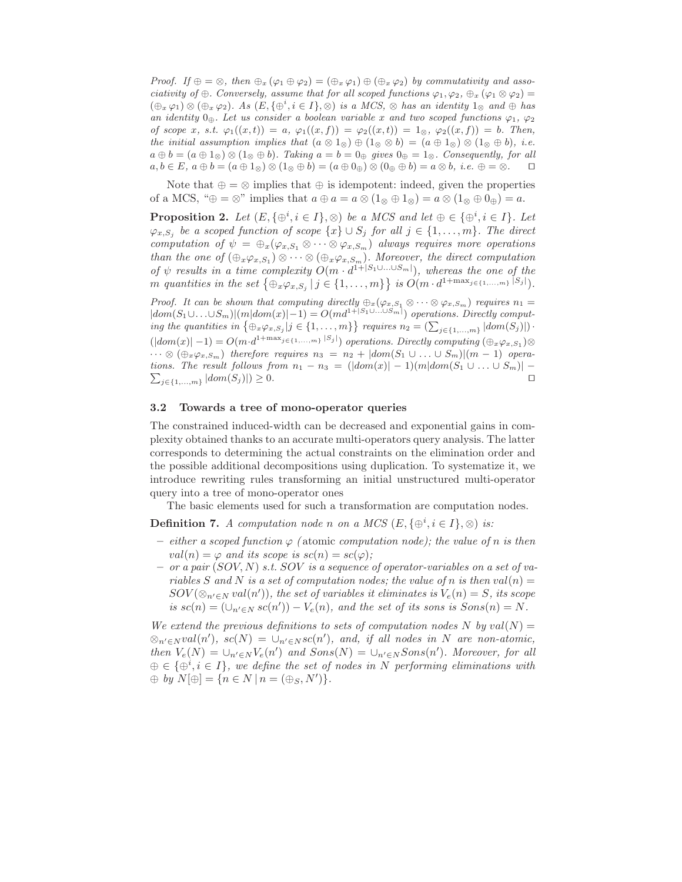*Proof.* If $\oplus = \otimes$, then $\oplus_x (\varphi_1 \oplus \varphi_2) = (\oplus_x \varphi_1) \oplus (\oplus_x \varphi_2)$ by commutativity and associativity of $\oplus$. Conversely, assume that for all scoped functions $\varphi_1, \varphi_2$, $\oplus_x (\varphi_1 \otimes \varphi_2) = (\oplus_x \varphi_1) \otimes (\oplus_x \varphi_2)$. As $(E, \{\oplus^i, i \in I\}, \otimes)$ is a MCS, $\otimes$ has an identity $1_\otimes$ and $\oplus$ has an identity $0_\oplus$. Let us consider a boolean variable $x$ and two scoped functions $\varphi_1$, $\varphi_2$ of scope $x$, s.t. $\varphi_1((x,t)) = a$, $\varphi_1((x,f)) = \varphi_2((x,t)) = 1_\otimes$, $\varphi_2((x,f)) = b$. Then, the initial assumption implies that $(a \otimes 1_\otimes) \oplus (1_\otimes \otimes b) = (a \oplus 1_\otimes) \otimes (1_\otimes \oplus b)$, i.e. $a \oplus b = (a \oplus 1_\otimes) \otimes (1_\otimes \oplus b)$. Taking $a = b = 0_\oplus$ gives $0_\oplus = 1_\otimes$. Consequently, for all $a, b \in E$, $a \oplus b = (a \oplus 1_\otimes) \otimes (1_\otimes \oplus b) = (a \oplus 0_\oplus) \otimes (0_\oplus \oplus b) = a \otimes b$, i.e. $\oplus = \otimes$. □

Note that $\oplus = \otimes$ implies that $\oplus$ is idempotent: indeed, given the properties of a MCS, "$\oplus = \otimes$" implies that $a \oplus a = a \otimes (1_\otimes \oplus 1_\otimes) = a \otimes (1_\otimes \oplus 0_\oplus) = a$.

**Proposition 2.** *Let $(E, \{\oplus^i, i \in I\}, \otimes)$ be a MCS and let $\oplus \in \{\oplus^i, i \in I\}$. Let $\varphi_{x,S_j}$ be a scoped function of scope $\{x\} \cup S_j$ for all $j \in \{1, \ldots, m\}$. The direct computation of $\psi = \oplus_x (\varphi_{x,S_1} \otimes \cdots \otimes \varphi_{x,S_m})$ always requires more operations than the one of $(\oplus_x \varphi_{x,S_1}) \otimes \cdots \otimes (\oplus_x \varphi_{x,S_m})$. Moreover, the direct computation of $\psi$ results in a time complexity $O(m \cdot d^{1+|S_1 \cup \ldots \cup S_m|})$, whereas the one of the $m$ quantities in the set $\left\{\oplus_x \varphi_{x,S_j} \,|\, j \in \{1, \ldots, m\}\right\}$ is $O(m \cdot d^{1+\max_{j \in \{1,\ldots,m\}} |S_j|})$.*

*Proof.* It can be shown that computing directly $\oplus_x(\varphi_{x,S_1} \otimes \cdots \otimes \varphi_{x,S_m})$ requires $n_1 = |dom(S_1 \cup \ldots \cup S_m)|(m|dom(x)| - 1) = O(md^{1+|S_1 \cup \ldots \cup S_m|})$ operations. Directly computing the quantities in $\{\oplus_x \varphi_{x,S_j} | j \in \{1, \ldots, m\}\}$ requires $n_2 = (\sum_{j \in \{1,\ldots,m\}} |dom(S_j)|) \cdot (|dom(x)| - 1) = O(m \cdot d^{1+\max_{j \in \{1,\ldots,m\}} |S_j|})$ operations. Directly computing $(\oplus_x \varphi_{x,S_1}) \otimes \cdots \otimes (\oplus_x \varphi_{x,S_m})$ therefore requires $n_3 = n_2 + |dom(S_1 \cup \ldots \cup S_m)|(m-1)$ operations. The result follows from $n_1 - n_3 = (|dom(x)| - 1)(m|dom(S_1 \cup \ldots \cup S_m)| - \sum_{j \in \{1,\ldots,m\}} |dom(S_j)|) \geq 0$. □

### 3.2 Towards a tree of mono-operator queries

The constrained induced-width can be decreased and exponential gains in complexity obtained thanks to an accurate multi-operators query analysis. The latter corresponds to determining the actual constraints on the elimination order and the possible additional decompositions using duplication. To systematize it, we introduce rewriting rules transforming an initial unstructured multi-operator query into a tree of mono-operator ones

The basic elements used for such a transformation are computation nodes.

**Definition 7.** *A computation node $n$ on a MCS $(E, \{\oplus^i, i \in I\}, \otimes)$ is:*

- *either a scoped function $\varphi$ (*atomic *computation node); the value of $n$ is then $val(n) = \varphi$ and its scope is $sc(n) = sc(\varphi)$;*
- *or a pair $(SOV, N)$ s.t. $SOV$ is a sequence of operator-variables on a set of variables $S$ and $N$ is a set of computation nodes; the value of $n$ is then $val(n) = SOV(\otimes_{n' \in N} val(n'))$, the set of variables it eliminates is $V_e(n) = S$, its scope is $sc(n) = (\cup_{n' \in N} sc(n')) - V_e(n)$, and the set of its sons is $Sons(n) = N$.*

*We extend the previous definitions to sets of computation nodes $N$ by $val(N) = \otimes_{n' \in N} val(n')$, $sc(N) = \cup_{n' \in N} sc(n')$, and, if all nodes in $N$ are non-atomic, then $V_e(N) = \cup_{n' \in N} V_e(n')$ and $Sons(N) = \cup_{n' \in N} Sons(n')$. Moreover, for all $\oplus \in \{\oplus^i, i \in I\}$, we define the set of nodes in $N$ performing eliminations with $\oplus$ by $N[\oplus] = \{n \in N \,|\, n = (\oplus_S, N')\}$.*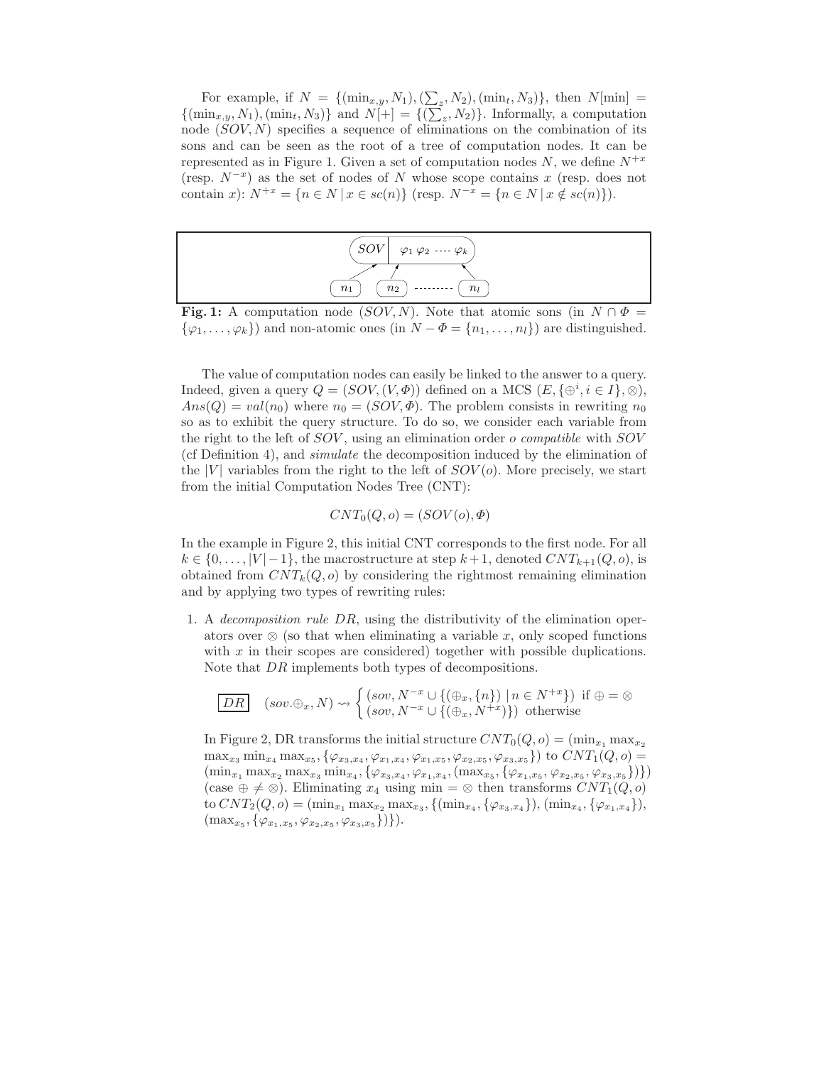For example, if $N = \{(\min_{x,y}, N_1), (\sum_z, N_2), (\min_t, N_3)\}$, then $N[\min] = \{(\min_{x,y}, N_1), (\min_t, N_3)\}$ and $N[+] = \{(\sum_z, N_2)\}$. Informally, a computation node $(SOV, N)$ specifies a sequence of eliminations on the combination of its sons and can be seen as the root of a tree of computation nodes. It can be represented as in Figure 1. Given a set of computation nodes $N$, we define $N^{+x}$ (resp. $N^{-x}$) as the set of nodes of $N$ whose scope contains $x$ (resp. does not contain $x$): $N^{+x} = \{n \in N \,|\, x \in sc(n)\}$ (resp. $N^{-x} = \{n \in N \,|\, x \notin sc(n)\}$).

$SOV$ | $\varphi_1\ \varphi_2\ \cdots\ \varphi_k$

$n_1$ $\quad n_2$ $\cdots$ $n_l$

**Fig. 1:** A computation node $(SOV, N)$. Note that atomic sons (in $N \cap \Phi = \{\varphi_1, \ldots, \varphi_k\}$) and non-atomic ones (in $N - \Phi = \{n_1, \ldots, n_l\}$) are distinguished.

The value of computation nodes can easily be linked to the answer to a query. Indeed, given a query $Q = (SOV, (V, \Phi))$ defined on a MCS $(E, \{\oplus^i, i \in I\}, \otimes)$, $Ans(Q) = val(n_0)$ where $n_0 = (SOV, \Phi)$. The problem consists in rewriting $n_0$ so as to exhibit the query structure. To do so, we consider each variable from the right to the left of $SOV$, using an elimination order $o$ *compatible* with $SOV$ (cf Definition 4), and *simulate* the decomposition induced by the elimination of the $|V|$ variables from the right to the left of $SOV(o)$. More precisely, we start from the initial Computation Nodes Tree (CNT):

$$CNT_0(Q, o) = (SOV(o), \Phi)$$

In the example in Figure 2, this initial CNT corresponds to the first node. For all $k \in \{0, \ldots, |V|-1\}$, the macrostructure at step $k+1$, denoted $CNT_{k+1}(Q, o)$, is obtained from $CNT_k(Q, o)$ by considering the rightmost remaining elimination and by applying two types of rewriting rules:

1. A *decomposition rule* $DR$, using the distributivity of the elimination operators over $\otimes$ (so that when eliminating a variable $x$, only scoped functions with $x$ in their scopes are considered) together with possible duplications. Note that $DR$ implements both types of decompositions.

$$\boxed{DR} \quad (sov.\oplus_x, N) \rightsquigarrow \begin{cases} (sov, N^{-x} \cup \{(\oplus_x, \{n\}) \,|\, n \in N^{+x}\}) & \text{if } \oplus = \otimes \\ (sov, N^{-x} \cup \{(\oplus_x, N^{+x})\}) & \text{otherwise} \end{cases}$$

In Figure 2, DR transforms the initial structure $CNT_0(Q, o) = (\min_{x_1} \max_{x_2} \max_{x_3} \min_{x_4} \max_{x_5}, \{\varphi_{x_3,x_4}, \varphi_{x_1,x_4}, \varphi_{x_1,x_5}, \varphi_{x_2,x_5}, \varphi_{x_3,x_5}\})$ to $CNT_1(Q, o) = (\min_{x_1} \max_{x_2} \max_{x_3} \min_{x_4}, \{\varphi_{x_3,x_4}, \varphi_{x_1,x_4}, (\max_{x_5}, \{\varphi_{x_1,x_5}, \varphi_{x_2,x_5}, \varphi_{x_3,x_5}\})\})$ (case $\oplus \neq \otimes$). Eliminating $x_4$ using $\min = \otimes$ then transforms $CNT_1(Q, o)$ to $CNT_2(Q, o) = (\min_{x_1} \max_{x_2} \max_{x_3}, \{(\min_{x_4}, \{\varphi_{x_3,x_4}\}), (\min_{x_4}, \{\varphi_{x_1,x_4}\}), (\max_{x_5}, \{\varphi_{x_1,x_5}, \varphi_{x_2,x_5}, \varphi_{x_3,x_5}\})\})$.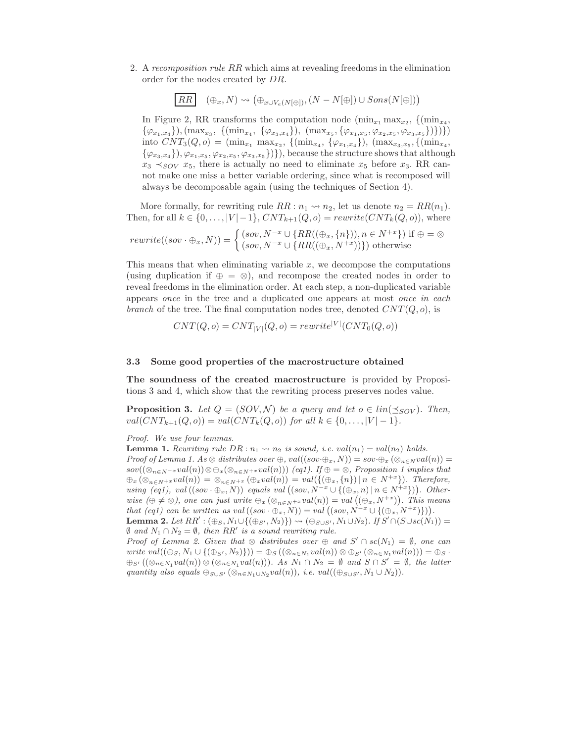2. A *recomposition rule RR* which aims at revealing freedoms in the elimination order for the nodes created by $DR$.

$$\boxed{RR} \quad (\oplus_x, N) \rightsquigarrow \left(\oplus_{x \cup V_e(N[\oplus])}, (N - N[\oplus]) \cup Sons(N[\oplus])\right)$$

In Figure 2, RR transforms the computation node $(\min_{x_1} \max_{x_2}, \{(\min_{x_4}, \{\varphi_{x_1,x_4}\}), (\max_{x_3}, \{(\min_{x_4}, \{\varphi_{x_3,x_4}\}), (\max_{x_5}, \{\varphi_{x_1,x_5}, \varphi_{x_2,x_5}, \varphi_{x_3,x_5}\})\})\})$ into $CNT_3(Q, o) = (\min_{x_1} \max_{x_2}, \{(\min_{x_4}, \{\varphi_{x_1,x_4}\}), (\max_{x_3,x_5}, \{(\min_{x_4}, \{\varphi_{x_3,x_4}\}), \varphi_{x_1,x_5}, \varphi_{x_2,x_5}, \varphi_{x_3,x_5}\})\})$, because the structure shows that although $x_3 \prec_{SOV} x_5$, there is actually no need to eliminate $x_5$ before $x_3$. RR cannot make one miss a better variable ordering, since what is recomposed will always be decomposable again (using the techniques of Section 4).

More formally, for rewriting rule $RR : n_1 \rightsquigarrow n_2$, let us denote $n_2 = RR(n_1)$. Then, for all $k \in \{0, \ldots, |V| - 1\}$, $CNT_{k+1}(Q, o) = rewrite(CNT_k(Q, o))$, where

$$rewrite((sov \cdot \oplus_x, N)) = \begin{cases} (sov, N^{-x} \cup \{RR((\oplus_x, \{n\})), n \in N^{+x}\}) \text{ if } \oplus = \otimes \\ (sov, N^{-x} \cup \{RR((\oplus_x, N^{+x}))\}) \text{ otherwise} \end{cases}$$

This means that when eliminating variable $x$, we decompose the computations (using duplication if $\oplus = \otimes$), and recompose the created nodes in order to reveal freedoms in the elimination order. At each step, a non-duplicated variable appears *once* in the tree and a duplicated one appears at most *once in each branch* of the tree. The final computation nodes tree, denoted $CNT(Q, o)$, is

$$CNT(Q, o) = CNT_{|V|}(Q, o) = rewrite^{|V|}(CNT_0(Q, o))$$

### 3.3 Some good properties of the macrostructure obtained

**The soundness of the created macrostructure** is provided by Propositions 3 and 4, which show that the rewriting process preserves nodes value.

**Proposition 3.** *Let $Q = (SOV, \mathcal{N})$ be a query and let $o \in lin(\preceq_{SOV})$. Then, $val(CNT_{k+1}(Q, o)) = val(CNT_k(Q, o))$ for all $k \in \{0, \ldots, |V| - 1\}$.*

*Proof. We use four lemmas.*

**Lemma 1.** *Rewriting rule $DR : n_1 \rightsquigarrow n_2$ is sound, i.e. $val(n_1) = val(n_2)$ holds.*

*Proof of Lemma 1. As $\otimes$ distributes over $\oplus$, $val((sov \cdot \oplus_x, N)) = sov \cdot \oplus_x (\otimes_{n \in N} val(n)) = sov((\otimes_{n \in N^{-x}} val(n)) \otimes \oplus_x (\otimes_{n \in N^{+x}} val(n)))$ (eq1). If $\oplus = \otimes$, Proposition 1 implies that $\oplus_x (\otimes_{n \in N^{+x}} val(n)) = \otimes_{n \in N^{+x}} (\oplus_x val(n)) = val(\{(\oplus_x, \{n\}) \,|\, n \in N^{+x}\})$. Therefore, using (eq1), $val((sov \cdot \oplus_x, N))$ equals $val\left((sov, N^{-x} \cup \{(\oplus_x, n) \,|\, n \in N^{+x}\})\right)$. Otherwise ($\oplus \neq \otimes$), one can just write $\oplus_x (\otimes_{n \in N^{+x}} val(n)) = val\left((\oplus_x, N^{+x})\right)$. This means that (eq1) can be written as $val((sov \cdot \oplus_x, N)) = val\left((sov, N^{-x} \cup \{(\oplus_x, N^{+x})\})\right)$.*

**Lemma 2.** *Let $RR' : (\oplus_S, N_1 \cup \{(\oplus_{S'}, N_2)\}) \rightsquigarrow (\oplus_{S \cup S'}, N_1 \cup N_2)$. If $S' \cap (S \cup sc(N_1)) = \emptyset$ and $N_1 \cap N_2 = \emptyset$, then $RR'$ is a sound rewriting rule.*

*Proof of Lemma 2. Given that $\otimes$ distributes over $\oplus$ and $S' \cap sc(N_1) = \emptyset$, one can write $val((\oplus_S, N_1 \cup \{(\oplus_{S'}, N_2)\})) = \oplus_S ((\otimes_{n \in N_1} val(n)) \otimes \oplus_{S'} (\otimes_{n \in N_1} val(n))) = \oplus_S \cdot \oplus_{S'} ((\otimes_{n \in N_1} val(n)) \otimes (\otimes_{n \in N_1} val(n)))$. As $N_1 \cap N_2 = \emptyset$ and $S \cap S' = \emptyset$, the latter quantity also equals $\oplus_{S \cup S'} (\otimes_{n \in N_1 \cup N_2} val(n))$, i.e. $val((\oplus_{S \cup S'}, N_1 \cup N_2))$.*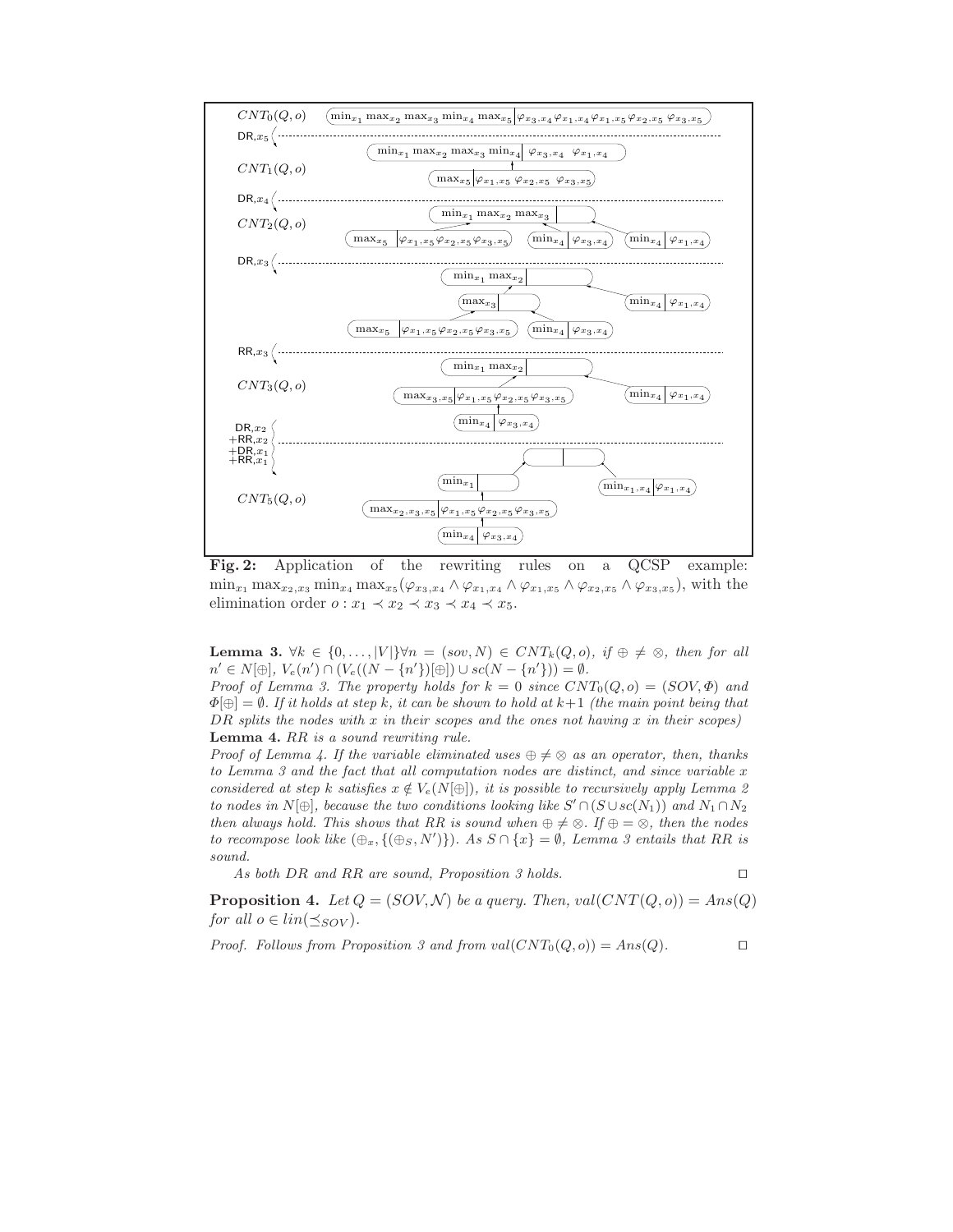$CNT_0(Q,o)$ $\min_{x_1} \max_{x_2} \max_{x_3} \min_{x_4} \max_{x_5} | \varphi_{x_3,x_4} \varphi_{x_1,x_4} \varphi_{x_1,x_5} \varphi_{x_2,x_5} \varphi_{x_3,x_5}$

DR,$x_5$

$\min_{x_1} \max_{x_2} \max_{x_3} \min_{x_4} | \varphi_{x_3,x_4} \ \varphi_{x_1,x_4}$

$CNT_1(Q,o)$ $\max_{x_5} | \varphi_{x_1,x_5} \varphi_{x_2,x_5} \varphi_{x_3,x_5}$

DR,$x_4$

$CNT_2(Q,o)$ $\min_{x_1} \max_{x_2} \max_{x_3} |$ ; $\max_{x_5} | \varphi_{x_1,x_5} \varphi_{x_2,x_5} \varphi_{x_3,x_5}$ ; $\min_{x_4} | \varphi_{x_3,x_4}$ ; $\min_{x_4} | \varphi_{x_1,x_4}$

DR,$x_3$

$\min_{x_1} \max_{x_2} |$ ; $\max_{x_3} |$ ; $\min_{x_4} | \varphi_{x_1,x_4}$ ; $\max_{x_5} | \varphi_{x_1,x_5} \varphi_{x_2,x_5} \varphi_{x_3,x_5}$ ; $\min_{x_4} | \varphi_{x_3,x_4}$

RR,$x_3$

$CNT_3(Q,o)$ $\min_{x_1} \max_{x_2} |$ ; $\max_{x_3,x_5} | \varphi_{x_1,x_5} \varphi_{x_2,x_5} \varphi_{x_3,x_5}$ ; $\min_{x_4} | \varphi_{x_1,x_4}$ ; $\min_{x_4} | \varphi_{x_3,x_4}$

DR,$x_2$ +RR,$x_2$ +DR,$x_1$ +RR,$x_1$

$CNT_5(Q,o)$ $\min_{x_1} |$ ; $\min_{x_1,x_4} | \varphi_{x_1,x_4}$ ; $\max_{x_2,x_3,x_5} | \varphi_{x_1,x_5} \varphi_{x_2,x_5} \varphi_{x_3,x_5}$ ; $\min_{x_4} | \varphi_{x_3,x_4}$

**Fig. 2:** Application of the rewriting rules on a QCSP example: $\min_{x_1} \max_{x_2,x_3} \min_{x_4} \max_{x_5}(\varphi_{x_3,x_4} \wedge \varphi_{x_1,x_4} \wedge \varphi_{x_1,x_5} \wedge \varphi_{x_2,x_5} \wedge \varphi_{x_3,x_5})$, with the elimination order $o : x_1 \prec x_2 \prec x_3 \prec x_4 \prec x_5$.

**Lemma 3.** *$\forall k \in \{0,\ldots,|V|\} \forall n = (sov, N) \in CNT_k(Q,o)$, if $\oplus \neq \otimes$, then for all $n' \in N[\oplus]$, $V_e(n') \cap (V_e((N - \{n'\})[\oplus]) \cup sc(N - \{n'\})) = \emptyset$.*

*Proof of Lemma 3. The property holds for $k = 0$ since $CNT_0(Q,o) = (SOV, \Phi)$ and $\Phi[\oplus] = \emptyset$. If it holds at step $k$, it can be shown to hold at $k+1$ (the main point being that DR splits the nodes with $x$ in their scopes and the ones not having $x$ in their scopes)*

**Lemma 4.** *RR is a sound rewriting rule.*

*Proof of Lemma 4. If the variable eliminated uses $\oplus \neq \otimes$ as an operator, then, thanks to Lemma 3 and the fact that all computation nodes are distinct, and since variable $x$ considered at step $k$ satisfies $x \notin V_e(N[\oplus])$, it is possible to recursively apply Lemma 2 to nodes in $N[\oplus]$, because the two conditions looking like $S' \cap (S \cup sc(N_1))$ and $N_1 \cap N_2$ then always hold. This shows that RR is sound when $\oplus \neq \otimes$. If $\oplus = \otimes$, then the nodes to recompose look like $(\oplus_x, \{(\oplus_S, N')\})$. As $S \cap \{x\} = \emptyset$, Lemma 3 entails that RR is sound.*

*As both DR and RR are sound, Proposition 3 holds.* □

**Proposition 4.** *Let $Q = (SOV, \mathcal{N})$ be a query. Then, $val(CNT(Q,o)) = Ans(Q)$ for all $o \in lin(\preceq_{SOV})$.*

*Proof. Follows from Proposition 3 and from $val(CNT_0(Q,o)) = Ans(Q)$.* □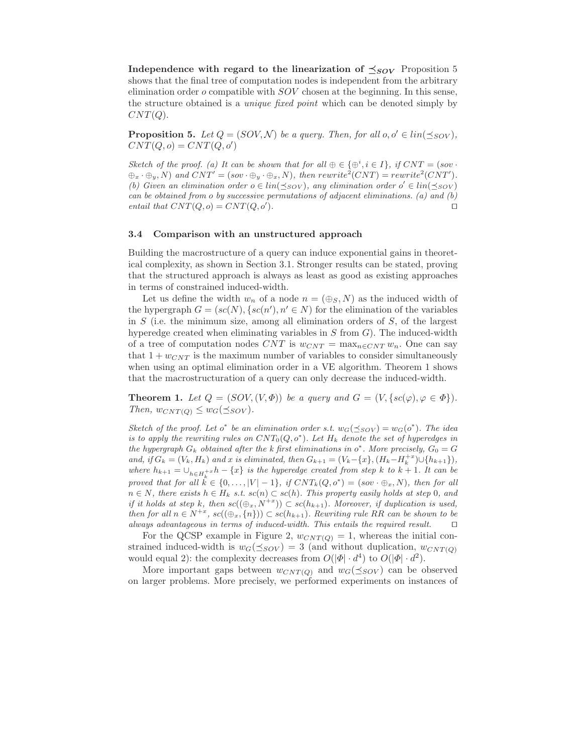**Independence with regard to the linearization of $\preceq_{SOV}$** Proposition 5 shows that the final tree of computation nodes is independent from the arbitrary elimination order $o$ compatible with $SOV$ chosen at the beginning. In this sense, the structure obtained is a *unique fixed point* which can be denoted simply by $CNT(Q)$.

**Proposition 5.** *Let $Q = (SOV, \mathcal{N})$ be a query. Then, for all $o, o' \in lin(\preceq_{SOV})$, $CNT(Q, o) = CNT(Q, o')$*

*Sketch of the proof. (a) It can be shown that for all $\oplus \in \{\oplus^i, i \in I\}$, if $CNT = (sov \cdot \oplus_x \cdot \oplus_y, N)$ and $CNT' = (sov \cdot \oplus_y \cdot \oplus_x, N)$, then $rewrite^2(CNT) = rewrite^2(CNT')$. (b) Given an elimination order $o \in lin(\preceq_{SOV})$, any elimination order $o' \in lin(\preceq_{SOV})$ can be obtained from $o$ by successive permutations of adjacent eliminations. (a) and (b) entail that $CNT(Q, o) = CNT(Q, o')$.* □

### 3.4 Comparison with an unstructured approach

Building the macrostructure of a query can induce exponential gains in theoretical complexity, as shown in Section 3.1. Stronger results can be stated, proving that the structured approach is always as least as good as existing approaches in terms of constrained induced-width.

Let us define the width $w_n$ of a node $n = (\oplus_S, N)$ as the induced width of the hypergraph $G = (sc(N), \{sc(n'), n' \in N\})$ for the elimination of the variables in $S$ (i.e. the minimum size, among all elimination orders of $S$, of the largest hyperedge created when eliminating variables in $S$ from $G$). The induced-width of a tree of computation nodes $CNT$ is $w_{CNT} = \max_{n \in CNT} w_n$. One can say that $1 + w_{CNT}$ is the maximum number of variables to consider simultaneously when using an optimal elimination order in a VE algorithm. Theorem 1 shows that the macrostructuration of a query can only decrease the induced-width.

**Theorem 1.** *Let $Q = (SOV, (V, \Phi))$ be a query and $G = (V, \{sc(\varphi), \varphi \in \Phi\})$. Then, $w_{CNT(Q)} \leq w_G(\preceq_{SOV})$.*

*Sketch of the proof. Let $o^*$ be an elimination order s.t. $w_G(\preceq_{SOV}) = w_G(o^*)$. The idea is to apply the rewriting rules on $CNT_0(Q, o^*)$. Let $H_k$ denote the set of hyperedges in the hypergraph $G_k$ obtained after the $k$ first eliminations in $o^*$. More precisely, $G_0 = G$ and, if $G_k = (V_k, H_k)$ and $x$ is eliminated, then $G_{k+1} = (V_k - \{x\}, (H_k - H_k^{+x}) \cup \{h_{k+1}\})$, where $h_{k+1} = \cup_{h \in H_k^{+x}} h - \{x\}$ is the hyperedge created from step $k$ to $k+1$. It can be proved that for all $k \in \{0, \ldots, |V| - 1\}$, if $CNT_k(Q, o^*) = (sov \cdot \oplus_x, N)$, then for all $n \in N$, there exists $h \in H_k$ s.t. $sc(n) \subset sc(h)$. This property easily holds at step 0, and if it holds at step $k$, then $sc((\oplus_x, N^{+x})) \subset sc(h_{k+1})$. Moreover, if duplication is used, then for all $n \in N^{+x}$, $sc((\oplus_x, \{n\})) \subset sc(h_{k+1})$. Rewriting rule RR can be shown to be always advantageous in terms of induced-width. This entails the required result.* □

For the QCSP example in Figure 2, $w_{CNT(Q)} = 1$, whereas the initial constrained induced-width is $w_G(\preceq_{SOV}) = 3$ (and without duplication, $w_{CNT(Q)}$ would equal 2): the complexity decreases from $O(|\Phi| \cdot d^4)$ to $O(|\Phi| \cdot d^2)$.

More important gaps between $w_{CNT(Q)}$ and $w_G(\preceq_{SOV})$ can be observed on larger problems. More precisely, we performed experiments on instances of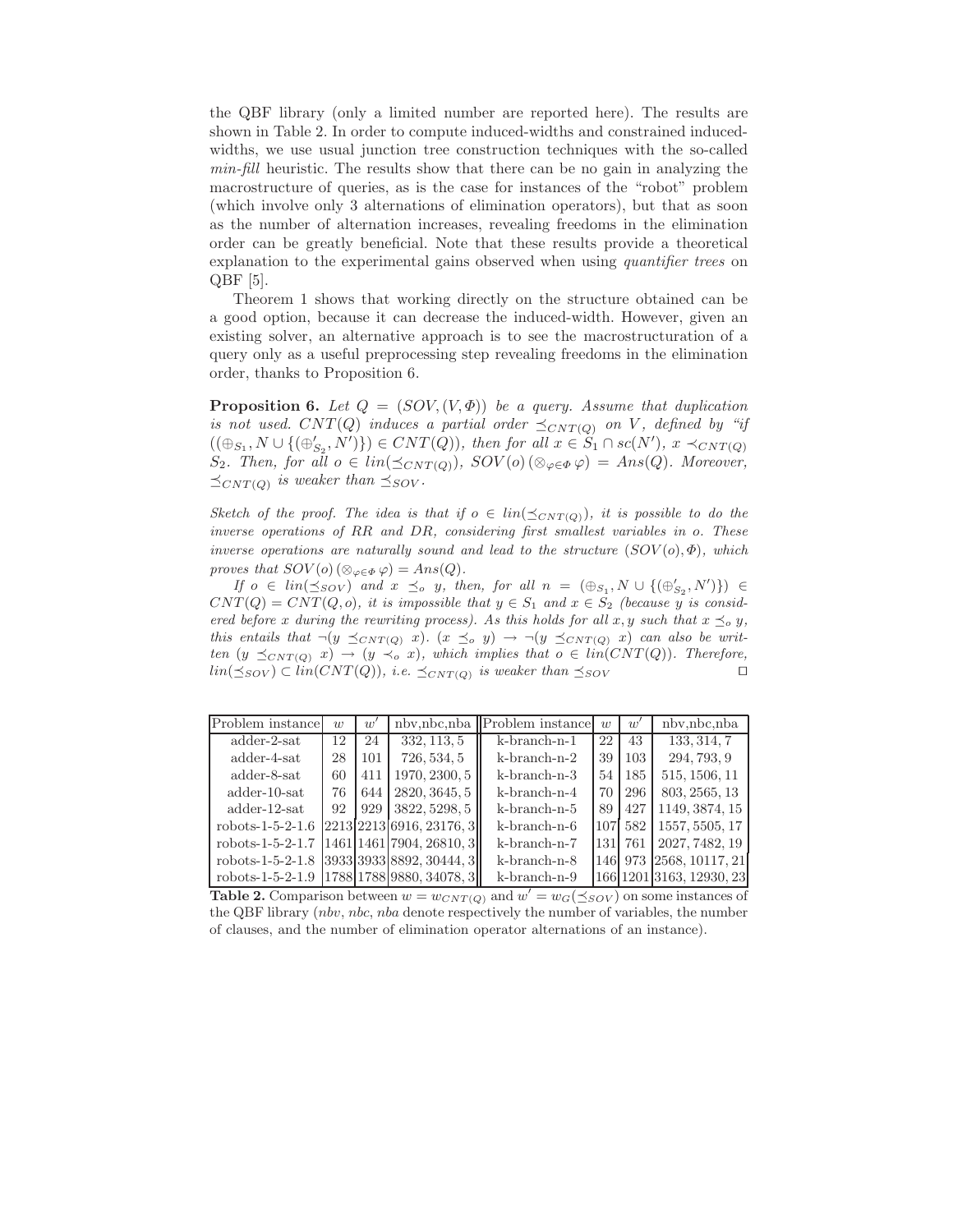the QBF library (only a limited number are reported here). The results are shown in Table 2. In order to compute induced-widths and constrained induced-widths, we use usual junction tree construction techniques with the so-called *min-fill* heuristic. The results show that there can be no gain in analyzing the macrostructure of queries, as is the case for instances of the "robot" problem (which involve only 3 alternations of elimination operators), but that as soon as the number of alternation increases, revealing freedoms in the elimination order can be greatly beneficial. Note that these results provide a theoretical explanation to the experimental gains observed when using *quantifier trees* on QBF [5].

Theorem 1 shows that working directly on the structure obtained can be a good option, because it can decrease the induced-width. However, given an existing solver, an alternative approach is to see the macrostructuration of a query only as a useful preprocessing step revealing freedoms in the elimination order, thanks to Proposition 6.

**Proposition 6.** *Let $Q = (SOV, (V, \Phi))$ be a query. Assume that duplication is not used. $CNT(Q)$ induces a partial order $\preceq_{CNT(Q)}$ on $V$, defined by "if $((\oplus_{S_1}, N \cup \{(\oplus'_{S_2}, N')\}) \in CNT(Q))$, then for all $x \in S_1 \cap sc(N')$, $x \prec_{CNT(Q)} S_2$. Then, for all $o \in lin(\preceq_{CNT(Q)})$, $SOV(o)\,(\otimes_{\varphi \in \Phi}\, \varphi) = Ans(Q)$. Moreover, $\preceq_{CNT(Q)}$ is weaker than $\preceq_{SOV}$.*

*Sketch of the proof. The idea is that if $o \in lin(\preceq_{CNT(Q)})$, it is possible to do the inverse operations of RR and DR, considering first smallest variables in $o$. These inverse operations are naturally sound and lead to the structure $(SOV(o), \Phi)$, which proves that $SOV(o)\,(\otimes_{\varphi \in \Phi}\, \varphi) = Ans(Q)$.*

*If $o \in lin(\preceq_{SOV})$ and $x \preceq_o y$, then, for all $n = (\oplus_{S_1}, N \cup \{(\oplus'_{S_2}, N')\}) \in CNT(Q) = CNT(Q, o)$, it is impossible that $y \in S_1$ and $x \in S_2$ (because $y$ is considered before $x$ during the rewriting process). As this holds for all $x, y$ such that $x \preceq_o y$, this entails that $\neg(y \preceq_{CNT(Q)} x)$. $(x \preceq_o y) \rightarrow \neg(y \preceq_{CNT(Q)} x)$ can also be written $(y \preceq_{CNT(Q)} x) \rightarrow (y \prec_o x)$, which implies that $o \in lin(CNT(Q))$. Therefore, $lin(\preceq_{SOV}) \subset lin(CNT(Q))$, i.e. $\preceq_{CNT(Q)}$ is weaker than $\preceq_{SOV}$* □

| Problem instance | $w$ | $w'$ | nbv,nbc,nba | Problem instance | $w$ | $w'$ | nbv,nbc,nba |
|---|---|---|---|---|---|---|---|
| adder-2-sat | 12 | 24 | 332, 113, 5 | k-branch-n-1 | 22 | 43 | 133, 314, 7 |
| adder-4-sat | 28 | 101 | 726, 534, 5 | k-branch-n-2 | 39 | 103 | 294, 793, 9 |
| adder-8-sat | 60 | 411 | 1970, 2300, 5 | k-branch-n-3 | 54 | 185 | 515, 1506, 11 |
| adder-10-sat | 76 | 644 | 2820, 3645, 5 | k-branch-n-4 | 70 | 296 | 803, 2565, 13 |
| adder-12-sat | 92 | 929 | 3822, 5298, 5 | k-branch-n-5 | 89 | 427 | 1149, 3874, 15 |
| robots-1-5-2-1.6 | 2213 | 2213 | 6916, 23176, 3 | k-branch-n-6 | 107 | 582 | 1557, 5505, 17 |
| robots-1-5-2-1.7 | 1461 | 1461 | 7904, 26810, 3 | k-branch-n-7 | 131 | 761 | 2027, 7482, 19 |
| robots-1-5-2-1.8 | 3933 | 3933 | 8892, 30444, 3 | k-branch-n-8 | 146 | 973 | 2568, 10117, 21 |
| robots-1-5-2-1.9 | 1788 | 1788 | 9880, 34078, 3 | k-branch-n-9 | 166 | 1201 | 3163, 12930, 23 |

**Table 2.** Comparison between $w = w_{CNT(Q)}$ and $w' = w_G(\preceq_{SOV})$ on some instances of the QBF library (*nbv*, *nbc*, *nba* denote respectively the number of variables, the number of clauses, and the number of elimination operator alternations of an instance).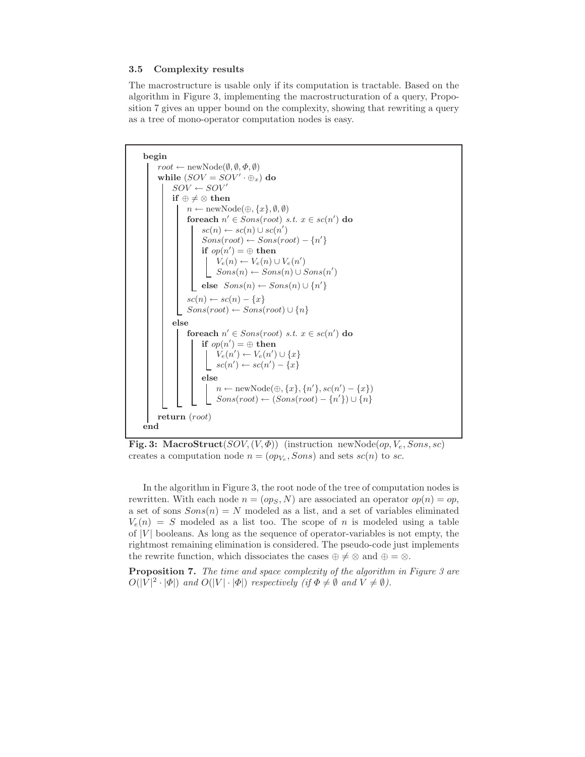### 3.5 Complexity results

The macrostructure is usable only if its computation is tractable. Based on the algorithm in Figure 3, implementing the macrostructuration of a query, Proposition 7 gives an upper bound on the complexity, showing that rewriting a query as a tree of mono-operator computation nodes is easy.

```
begin
    root ← newNode(∅, ∅, Φ, ∅)
    while (SOV = SOV' · ⊕_x) do
        SOV ← SOV'
        if ⊕ ≠ ⊗ then
            n ← newNode(⊕, {x}, ∅, ∅)
            foreach n' ∈ Sons(root) s.t. x ∈ sc(n') do
                sc(n) ← sc(n) ∪ sc(n')
                Sons(root) ← Sons(root) − {n'}
                if op(n') = ⊕ then
                    V_e(n) ← V_e(n) ∪ V_e(n')
                    Sons(n) ← Sons(n) ∪ Sons(n')
                else Sons(n) ← Sons(n) ∪ {n'}
            sc(n) ← sc(n) − {x}
            Sons(root) ← Sons(root) ∪ {n}
        else
            foreach n' ∈ Sons(root) s.t. x ∈ sc(n') do
                if op(n') = ⊕ then
                    V_e(n') ← V_e(n') ∪ {x}
                    sc(n') ← sc(n') − {x}
                else
                    n ← newNode(⊕, {x}, {n'}, sc(n') − {x})
                    Sons(root) ← (Sons(root) − {n'}) ∪ {n}
    return (root)
end
```

**Fig. 3: MacroStruct**$(SOV, (V, \Phi))$ (instruction newNode$(op, V_e, Sons, sc)$ creates a computation node $n = (op_{V_e}, Sons)$ and sets $sc(n)$ to $sc$.

In the algorithm in Figure 3, the root node of the tree of computation nodes is rewritten. With each node $n = (op_S, N)$ are associated an operator $op(n) = op$, a set of sons $Sons(n) = N$ modeled as a list, and a set of variables eliminated $V_e(n) = S$ modeled as a list too. The scope of $n$ is modeled using a table of $|V|$ booleans. As long as the sequence of operator-variables is not empty, the rightmost remaining elimination is considered. The pseudo-code just implements the rewrite function, which dissociates the cases $\oplus \neq \otimes$ and $\oplus = \otimes$.

**Proposition 7.** *The time and space complexity of the algorithm in Figure 3 are* $O(|V|^2 \cdot |\Phi|)$ *and* $O(|V| \cdot |\Phi|)$ *respectively (if* $\Phi \neq \emptyset$ *and* $V \neq \emptyset$*).*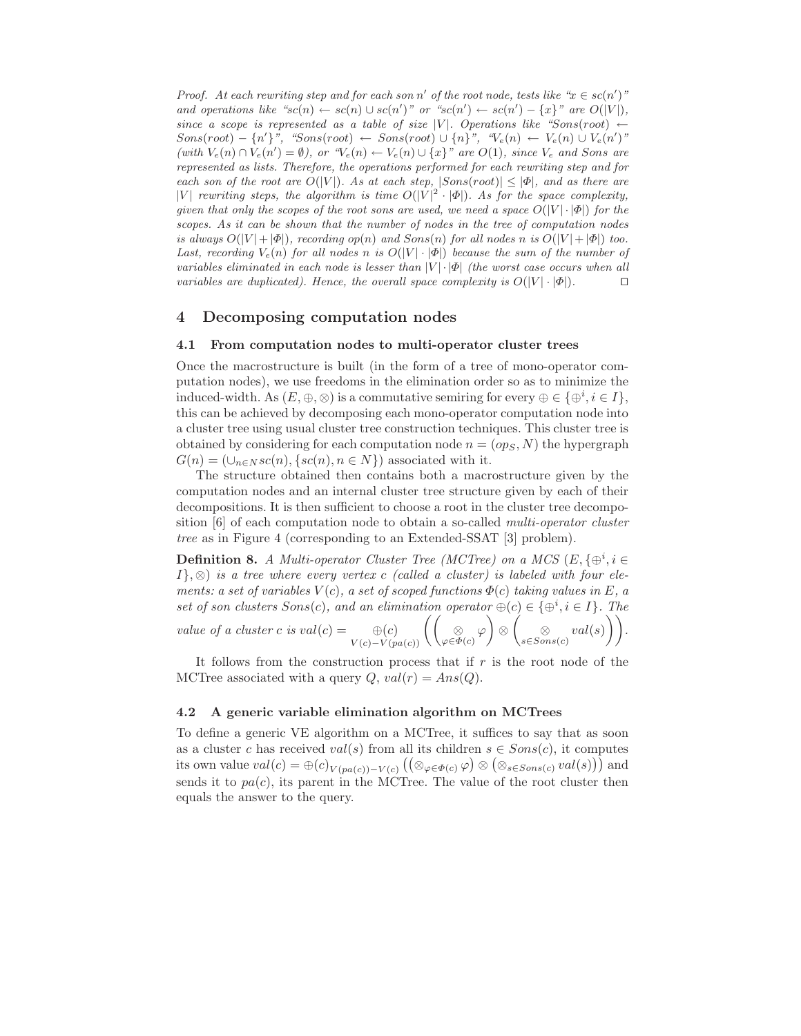*Proof. At each rewriting step and for each son $n'$ of the root node, tests like "$x \in sc(n')$" and operations like "$sc(n) \leftarrow sc(n) \cup sc(n')$" or "$sc(n') \leftarrow sc(n') - \{x\}$" are $O(|V|)$, since a scope is represented as a table of size $|V|$. Operations like "$Sons(root) \leftarrow Sons(root) - \{n'\}$", "$Sons(root) \leftarrow Sons(root) \cup \{n\}$", "$V_e(n) \leftarrow V_e(n) \cup V_e(n')$" (with $V_e(n) \cap V_e(n') = \emptyset$), or "$V_e(n) \leftarrow V_e(n) \cup \{x\}$" are $O(1)$, since $V_e$ and Sons are represented as lists. Therefore, the operations performed for each rewriting step and for each son of the root are $O(|V|)$. As at each step, $|Sons(root)| \leq |\Phi|$, and as there are $|V|$ rewriting steps, the algorithm is time $O(|V|^2 \cdot |\Phi|)$. As for the space complexity, given that only the scopes of the root sons are used, we need a space $O(|V| \cdot |\Phi|)$ for the scopes. As it can be shown that the number of nodes in the tree of computation nodes is always $O(|V| + |\Phi|)$, recording $op(n)$ and $Sons(n)$ for all nodes $n$ is $O(|V| + |\Phi|)$ too. Last, recording $V_e(n)$ for all nodes $n$ is $O(|V| \cdot |\Phi|)$ because the sum of the number of variables eliminated in each node is lesser than $|V| \cdot |\Phi|$ (the worst case occurs when all variables are duplicated). Hence, the overall space complexity is $O(|V| \cdot |\Phi|)$.* □

## 4 Decomposing computation nodes

### 4.1 From computation nodes to multi-operator cluster trees

Once the macrostructure is built (in the form of a tree of mono-operator computation nodes), we use freedoms in the elimination order so as to minimize the induced-width. As $(E, \oplus, \otimes)$ is a commutative semiring for every $\oplus \in \{\oplus^i, i \in I\}$, this can be achieved by decomposing each mono-operator computation node into a cluster tree using usual cluster tree construction techniques. This cluster tree is obtained by considering for each computation node $n = (op_S, N)$ the hypergraph $G(n) = (\cup_{n \in N} sc(n), \{sc(n), n \in N\})$ associated with it.

The structure obtained then contains both a macrostructure given by the computation nodes and an internal cluster tree structure given by each of their decompositions. It is then sufficient to choose a root in the cluster tree decomposition [6] of each computation node to obtain a so-called *multi-operator cluster tree* as in Figure 4 (corresponding to an Extended-SSAT [3] problem).

**Definition 8.** *A Multi-operator Cluster Tree (MCTree) on a MCS $(E, \{\oplus^i, i \in I\}, \otimes)$ is a tree where every vertex $c$ (called a cluster) is labeled with four elements: a set of variables $V(c)$, a set of scoped functions $\Phi(c)$ taking values in $E$, a set of son clusters $Sons(c)$, and an elimination operator $\oplus(c) \in \{\oplus^i, i \in I\}$. The value of a cluster $c$ is $val(c) = \underset{V(c)-V(pa(c))}{\oplus(c)} \left( \left( \underset{\varphi \in \Phi(c)}{\otimes} \varphi \right) \otimes \left( \underset{s \in Sons(c)}{\otimes} val(s) \right) \right)$.*

It follows from the construction process that if $r$ is the root node of the MCTree associated with a query $Q$, $val(r) = Ans(Q)$.

### 4.2 A generic variable elimination algorithm on MCTrees

To define a generic VE algorithm on a MCTree, it suffices to say that as soon as a cluster $c$ has received $val(s)$ from all its children $s \in Sons(c)$, it computes its own value $val(c) = \oplus(c)_{V(pa(c))-V(c)} \left( \left( \otimes_{\varphi \in \Phi(c)} \varphi \right) \otimes \left( \otimes_{s \in Sons(c)} val(s) \right) \right)$ and sends it to $pa(c)$, its parent in the MCTree. The value of the root cluster then equals the answer to the query.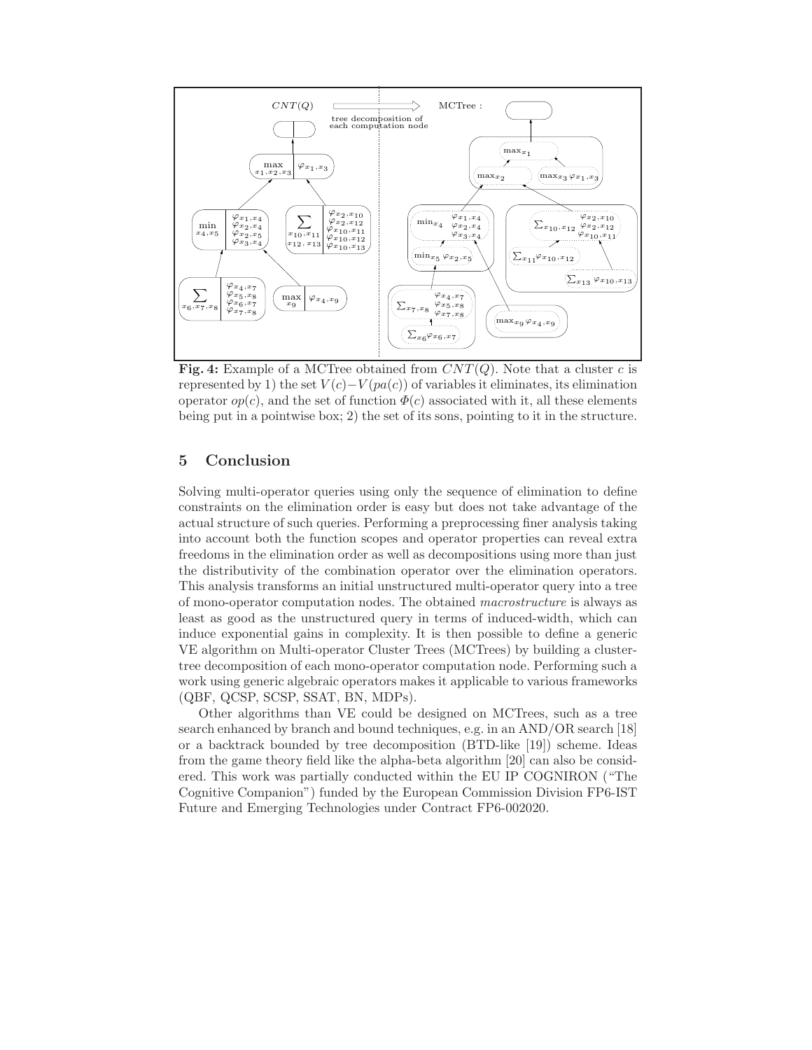**Fig. 4:** Example of a MCTree obtained from $CNT(Q)$. Note that a cluster $c$ is represented by 1) the set $V(c) - V(pa(c))$ of variables it eliminates, its elimination operator $op(c)$, and the set of function $\Phi(c)$ associated with it, all these elements being put in a pointwise box; 2) the set of its sons, pointing to it in the structure.

## 5 Conclusion

Solving multi-operator queries using only the sequence of elimination to define constraints on the elimination order is easy but does not take advantage of the actual structure of such queries. Performing a preprocessing finer analysis taking into account both the function scopes and operator properties can reveal extra freedoms in the elimination order as well as decompositions using more than just the distributivity of the combination operator over the elimination operators. This analysis transforms an initial unstructured multi-operator query into a tree of mono-operator computation nodes. The obtained *macrostructure* is always as least as good as the unstructured query in terms of induced-width, which can induce exponential gains in complexity. It is then possible to define a generic VE algorithm on Multi-operator Cluster Trees (MCTrees) by building a cluster-tree decomposition of each mono-operator computation node. Performing such a work using generic algebraic operators makes it applicable to various frameworks (QBF, QCSP, SCSP, SSAT, BN, MDPs).

Other algorithms than VE could be designed on MCTrees, such as a tree search enhanced by branch and bound techniques, e.g. in an AND/OR search [18] or a backtrack bounded by tree decomposition (BTD-like [19]) scheme. Ideas from the game theory field like the alpha-beta algorithm [20] can also be considered. This work was partially conducted within the EU IP COGNIRON ("The Cognitive Companion") funded by the European Commission Division FP6-IST Future and Emerging Technologies under Contract FP6-002020.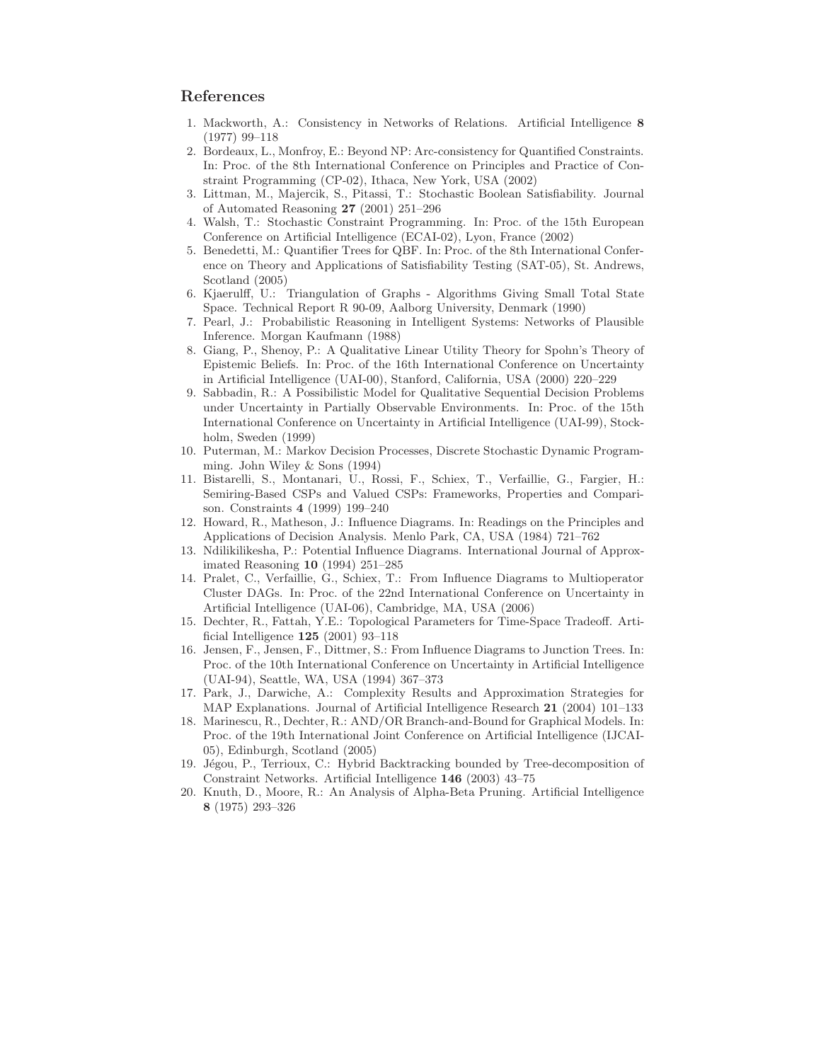## References

1. Mackworth, A.: Consistency in Networks of Relations. Artificial Intelligence **8** (1977) 99–118
2. Bordeaux, L., Monfroy, E.: Beyond NP: Arc-consistency for Quantified Constraints. In: Proc. of the 8th International Conference on Principles and Practice of Constraint Programming (CP-02), Ithaca, New York, USA (2002)
3. Littman, M., Majercik, S., Pitassi, T.: Stochastic Boolean Satisfiability. Journal of Automated Reasoning **27** (2001) 251–296
4. Walsh, T.: Stochastic Constraint Programming. In: Proc. of the 15th European Conference on Artificial Intelligence (ECAI-02), Lyon, France (2002)
5. Benedetti, M.: Quantifier Trees for QBF. In: Proc. of the 8th International Conference on Theory and Applications of Satisfiability Testing (SAT-05), St. Andrews, Scotland (2005)
6. Kjaerulff, U.: Triangulation of Graphs - Algorithms Giving Small Total State Space. Technical Report R 90-09, Aalborg University, Denmark (1990)
7. Pearl, J.: Probabilistic Reasoning in Intelligent Systems: Networks of Plausible Inference. Morgan Kaufmann (1988)
8. Giang, P., Shenoy, P.: A Qualitative Linear Utility Theory for Spohn's Theory of Epistemic Beliefs. In: Proc. of the 16th International Conference on Uncertainty in Artificial Intelligence (UAI-00), Stanford, California, USA (2000) 220–229
9. Sabbadin, R.: A Possibilistic Model for Qualitative Sequential Decision Problems under Uncertainty in Partially Observable Environments. In: Proc. of the 15th International Conference on Uncertainty in Artificial Intelligence (UAI-99), Stockholm, Sweden (1999)
10. Puterman, M.: Markov Decision Processes, Discrete Stochastic Dynamic Programming. John Wiley & Sons (1994)
11. Bistarelli, S., Montanari, U., Rossi, F., Schiex, T., Verfaillie, G., Fargier, H.: Semiring-Based CSPs and Valued CSPs: Frameworks, Properties and Comparison. Constraints **4** (1999) 199–240
12. Howard, R., Matheson, J.: Influence Diagrams. In: Readings on the Principles and Applications of Decision Analysis. Menlo Park, CA, USA (1984) 721–762
13. Ndilikilikesha, P.: Potential Influence Diagrams. International Journal of Approximated Reasoning **10** (1994) 251–285
14. Pralet, C., Verfaillie, G., Schiex, T.: From Influence Diagrams to Multioperator Cluster DAGs. In: Proc. of the 22nd International Conference on Uncertainty in Artificial Intelligence (UAI-06), Cambridge, MA, USA (2006)
15. Dechter, R., Fattah, Y.E.: Topological Parameters for Time-Space Tradeoff. Artificial Intelligence **125** (2001) 93–118
16. Jensen, F., Jensen, F., Dittmer, S.: From Influence Diagrams to Junction Trees. In: Proc. of the 10th International Conference on Uncertainty in Artificial Intelligence (UAI-94), Seattle, WA, USA (1994) 367–373
17. Park, J., Darwiche, A.: Complexity Results and Approximation Strategies for MAP Explanations. Journal of Artificial Intelligence Research **21** (2004) 101–133
18. Marinescu, R., Dechter, R.: AND/OR Branch-and-Bound for Graphical Models. In: Proc. of the 19th International Joint Conference on Artificial Intelligence (IJCAI-05), Edinburgh, Scotland (2005)
19. Jégou, P., Terrioux, C.: Hybrid Backtracking bounded by Tree-decomposition of Constraint Networks. Artificial Intelligence **146** (2003) 43–75
20. Knuth, D., Moore, R.: An Analysis of Alpha-Beta Pruning. Artificial Intelligence **8** (1975) 293–326